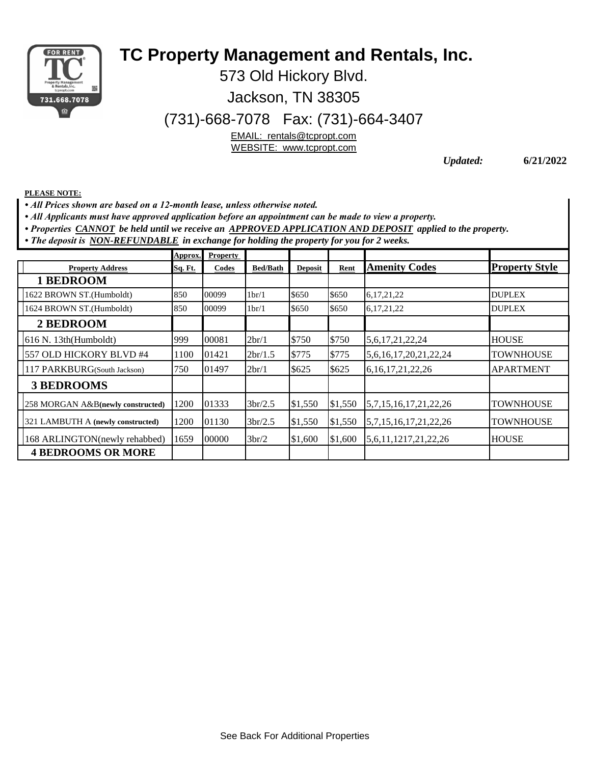# TC Property Management and Rentals, Inc.

573 Old Hickory Blvd.

Jackson, TN 38305

(731)-668-7078 Fax: (731)-664-3407

EMAIL: rentals@tcpropt.com

WEBSITE: www.tcpropt.com

***Updated:*** **6/21/2022**

**PLEASE NOTE:**

- ***All Prices shown are based on a 12-month lease, unless otherwise noted.***
- ***All Applicants must have approved application before an appointment can be made to view a property.***
- ***Properties CANNOT be held until we receive an APPROVED APPLICATION AND DEPOSIT applied to the property.***
- ***The deposit is NON-REFUNDABLE in exchange for holding the property for you for 2 weeks.***

| Property Address | Approx. Sq. Ft. | Property Codes | Bed/Bath | Deposit | Rent | Amenity Codes | Property Style |
|---|---|---|---|---|---|---|---|
| **1 BEDROOM** | | | | | | | |
| 1622 BROWN ST.(Humboldt) | 850 | 00099 | 1br/1 | $650 | $650 | 6,17,21,22 | DUPLEX |
| 1624 BROWN ST.(Humboldt) | 850 | 00099 | 1br/1 | $650 | $650 | 6,17,21,22 | DUPLEX |
| **2 BEDROOM** | | | | | | | |
| 616 N. 13th(Humboldt) | 999 | 00081 | 2br/1 | $750 | $750 | 5,6,17,21,22,24 | HOUSE |
| 557 OLD HICKORY BLVD #4 | 1100 | 01421 | 2br/1.5 | $775 | $775 | 5,6,16,17,20,21,22,24 | TOWNHOUSE |
| 117 PARKBURG(South Jackson) | 750 | 01497 | 2br/1 | $625 | $625 | 6,16,17,21,22,26 | APARTMENT |
| **3 BEDROOMS** | | | | | | | |
| 258 MORGAN A&B**(newly constructed)** | 1200 | 01333 | 3br/2.5 | $1,550 | $1,550 | 5,7,15,16,17,21,22,26 | TOWNHOUSE |
| 321 LAMBUTH A **(newly constructed)** | 1200 | 01130 | 3br/2.5 | $1,550 | $1,550 | 5,7,15,16,17,21,22,26 | TOWNHOUSE |
| 168 ARLINGTON(newly rehabbed) | 1659 | 00000 | 3br/2 | $1,600 | $1,600 | 5,6,11,1217,21,22,26 | HOUSE |
| **4 BEDROOMS OR MORE** | | | | | | | |

See Back For Additional Properties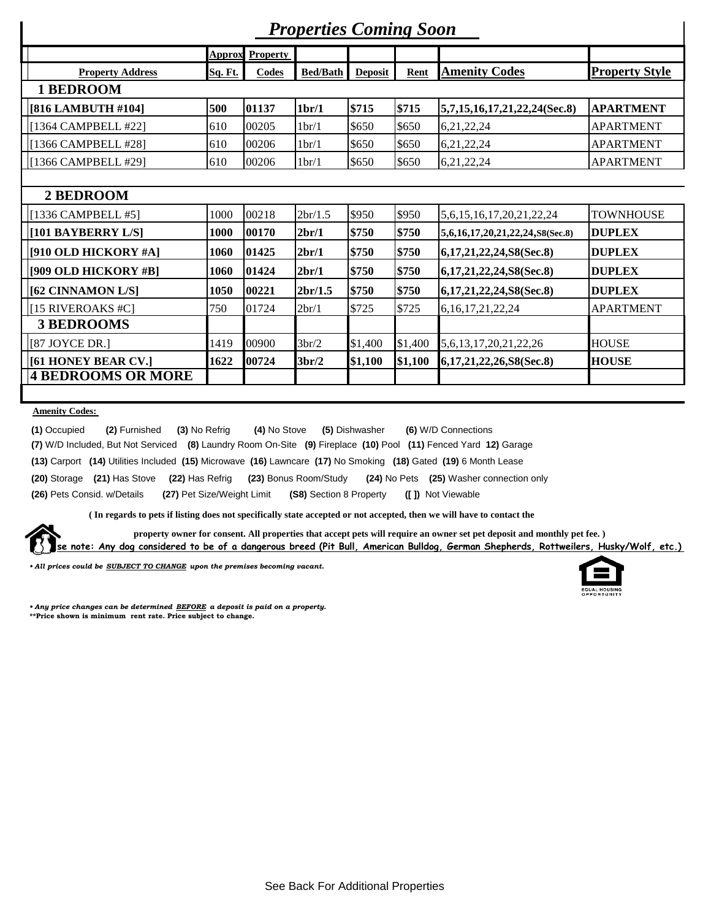# *Properties Coming Soon*

| Property Address | Approx Sq. Ft. | Property Codes | Bed/Bath | Deposit | Rent | Amenity Codes | Property Style |
|---|---|---|---|---|---|---|---|
| **1 BEDROOM** | | | | | | | |
| **[816 LAMBUTH #104]** | **500** | **01137** | **1br/1** | **$715** | **$715** | **5,7,15,16,17,21,22,24(Sec.8)** | **APARTMENT** |
| [1364 CAMPBELL #22] | 610 | 00205 | 1br/1 | $650 | $650 | 6,21,22,24 | APARTMENT |
| [1366 CAMPBELL #28] | 610 | 00206 | 1br/1 | $650 | $650 | 6,21,22,24 | APARTMENT |
| [1366 CAMPBELL #29] | 610 | 00206 | 1br/1 | $650 | $650 | 6,21,22,24 | APARTMENT |
| **2 BEDROOM** | | | | | | | |
| [1336 CAMPBELL #5] | 1000 | 00218 | 2br/1.5 | $950 | $950 | 5,6,15,16,17,20,21,22,24 | TOWNHOUSE |
| **[101 BAYBERRY L/S]** | **1000** | **00170** | **2br/1** | **$750** | **$750** | **5,6,16,17,20,21,22,24,S8(Sec.8)** | **DUPLEX** |
| **[910 OLD HICKORY #A]** | **1060** | **01425** | **2br/1** | **$750** | **$750** | **6,17,21,22,24,S8(Sec.8)** | **DUPLEX** |
| **[909 OLD HICKORY #B]** | **1060** | **01424** | **2br/1** | **$750** | **$750** | **6,17,21,22,24,S8(Sec.8)** | **DUPLEX** |
| **[62 CINNAMON L/S]** | **1050** | **00221** | **2br/1.5** | **$750** | **$750** | **6,17,21,22,24,S8(Sec.8)** | **DUPLEX** |
| [15 RIVEROAKS #C] | 750 | 01724 | 2br/1 | $725 | $725 | 6,16,17,21,22,24 | APARTMENT |
| **3 BEDROOMS** | | | | | | | |
| [87 JOYCE DR.] | 1419 | 00900 | 3br/2 | $1,400 | $1,400 | 5,6,13,17,20,21,22,26 | HOUSE |
| **[61 HONEY BEAR CV.]** | **1622** | **00724** | **3br/2** | **$1,100** | **$1,100** | **6,17,21,22,26,S8(Sec.8)** | **HOUSE** |
| **4 BEDROOMS OR MORE** | | | | | | | |

**Amenity Codes:**

**(1)** Occupied **(2)** Furnished **(3)** No Refrig **(4)** No Stove **(5)** Dishwasher **(6)** W/D Connections
**(7)** W/D Included, But Not Serviced **(8)** Laundry Room On-Site **(9)** Fireplace **(10)** Pool **(11)** Fenced Yard **12)** Garage
**(13)** Carport **(14)** Utilities Included **(15)** Microwave **(16)** Lawncare **(17)** No Smoking **(18)** Gated **(19)** 6 Month Lease
**(20)** Storage **(21)** Has Stove **(22)** Has Refrig **(23)** Bonus Room/Study **(24)** No Pets **(25)** Washer connection only
**(26)** Pets Consid. w/Details **(27)** Pet Size/Weight Limit **(S8)** Section 8 Property **([ ])** Not Viewable

**( In regards to pets if listing does not specifically state accepted or not accepted, then we will have to contact the property owner for consent. All properties that accept pets will require an owner set pet deposit and monthly pet fee. )**

**se note: Any dog considered to be of a dangerous breed (Pit Bull, American Bulldog, German Shepherds, Rottweilers, Husky/Wolf, etc.)**

*• All prices could be SUBJECT TO CHANGE upon the premises becoming vacant.*

*• Any price changes can be determined BEFORE a deposit is paid on a property.*
**\*\*Price shown is minimum rent rate. Price subject to change.**

EQUAL HOUSING OPPORTUNITY

See Back For Additional Properties